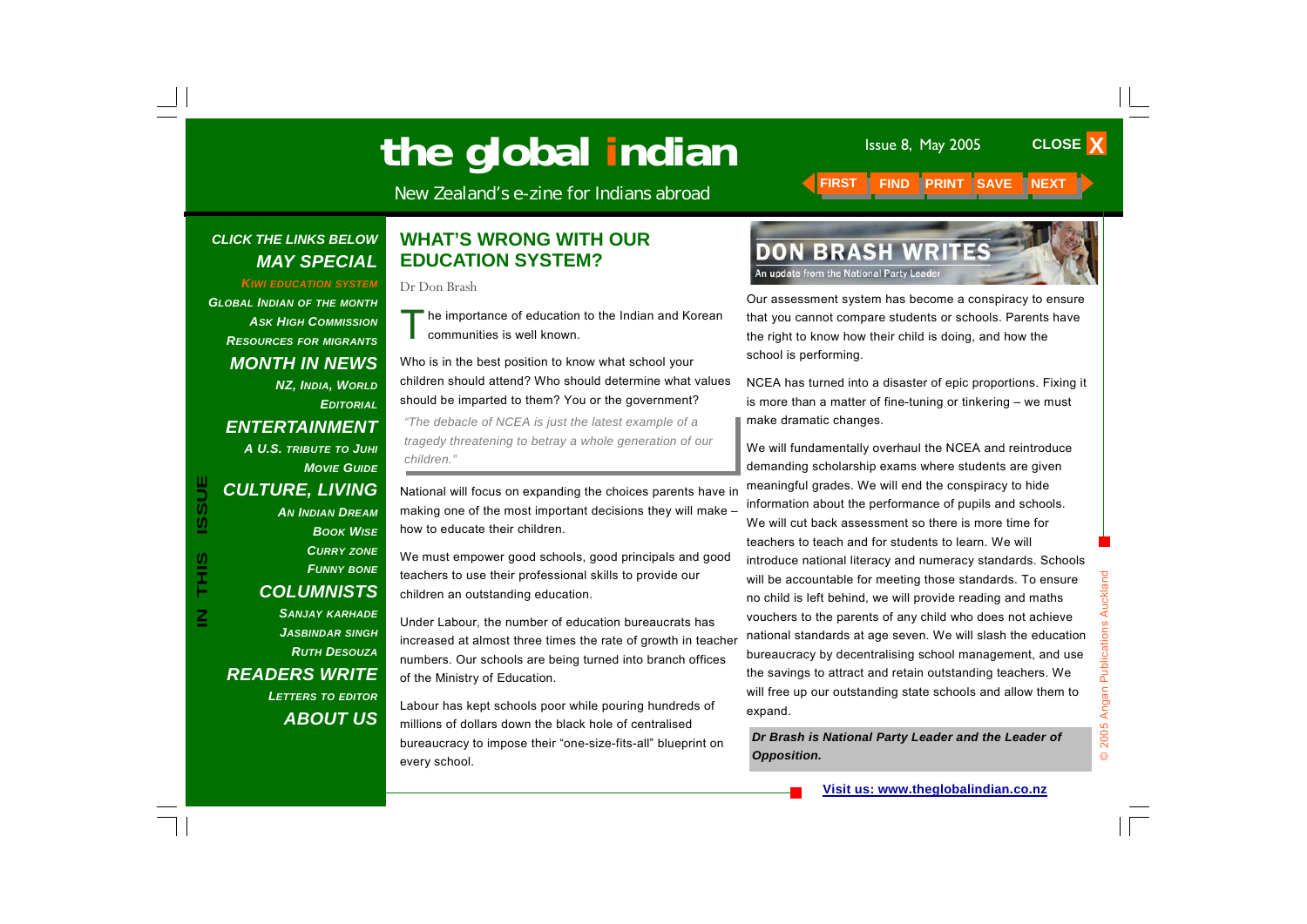# WHAT'S WRONG WITH OUR EDUCATION SYSTEM?

Dr Don Brash

The importance of education to the Indian and Korean communities is well known.

Who is in the best position to know what school your children should attend? Who should determine what values should be imparted to them? You or the government?

> *"The debacle of NCEA is just the latest example of a tragedy threatening to betray a whole generation of our children."*

National will focus on expanding the choices parents have in making one of the most important decisions they will make – how to educate their children.

We must empower good schools, good principals and good teachers to use their professional skills to provide our children an outstanding education.

Under Labour, the number of education bureaucrats has increased at almost three times the rate of growth in teacher numbers. Our schools are being turned into branch offices of the Ministry of Education.

Labour has kept schools poor while pouring hundreds of millions of dollars down the black hole of centralised bureaucracy to impose their "one-size-fits-all" blueprint on every school.

**DON BRASH WRITES**
An update from the National Party Leader

Our assessment system has become a conspiracy to ensure that you cannot compare students or schools. Parents have the right to know how their child is doing, and how the school is performing.

NCEA has turned into a disaster of epic proportions. Fixing it is more than a matter of fine-tuning or tinkering – we must make dramatic changes.

We will fundamentally overhaul the NCEA and reintroduce demanding scholarship exams where students are given meaningful grades. We will end the conspiracy to hide information about the performance of pupils and schools. We will cut back assessment so there is more time for teachers to teach and for students to learn. We will introduce national literacy and numeracy standards. Schools will be accountable for meeting those standards. To ensure no child is left behind, we will provide reading and maths vouchers to the parents of any child who does not achieve national standards at age seven. We will slash the education bureaucracy by decentralising school management, and use the savings to attract and retain outstanding teachers. We will free up our outstanding state schools and allow them to expand.

***Dr Brash is National Party Leader and the Leader of Opposition.***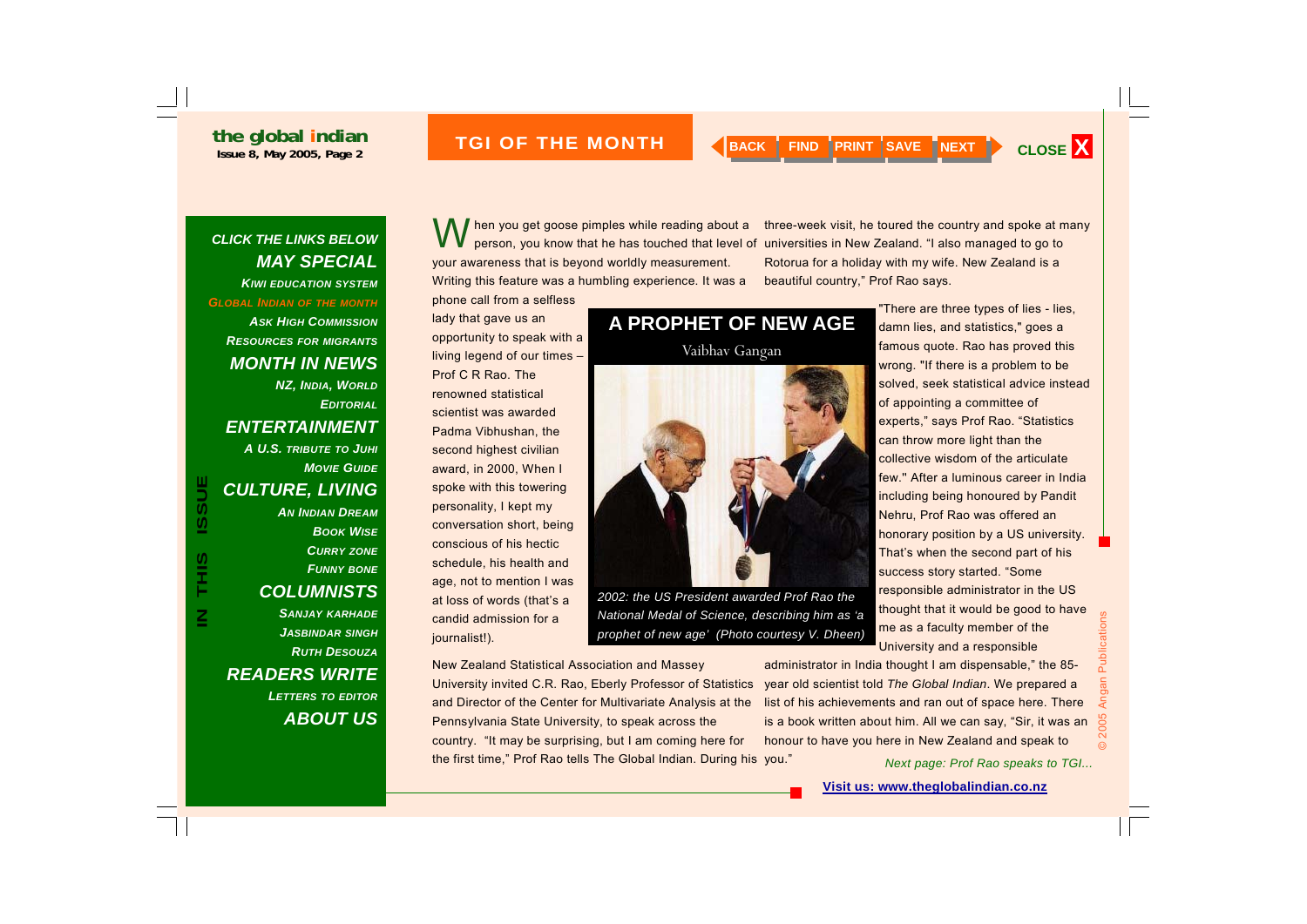# A PROPHET OF NEW AGE

Vaibhav Gangan

When you get goose pimples while reading about a person, you know that he has touched that level of your awareness that is beyond worldly measurement. Writing this feature was a humbling experience. It was a phone call from a selfless lady that gave us an opportunity to speak with a living legend of our times – Prof C R Rao. The renowned statistical scientist was awarded Padma Vibhushan, the second highest civilian award, in 2000, When I spoke with this towering personality, I kept my conversation short, being conscious of his hectic schedule, his health and age, not to mention I was at loss of words (that's a candid admission for a journalist!).

*2002: the US President awarded Prof Rao the National Medal of Science, describing him as 'a prophet of new age' (Photo courtesy V. Dheen)*

New Zealand Statistical Association and Massey University invited C.R. Rao, Eberly Professor of Statistics and Director of the Center for Multivariate Analysis at the Pennsylvania State University, to speak across the country. "It may be surprising, but I am coming here for the first time," Prof Rao tells The Global Indian. During his three-week visit, he toured the country and spoke at many universities in New Zealand. "I also managed to go to Rotorua for a holiday with my wife. New Zealand is a beautiful country," Prof Rao says.

"There are three types of lies - lies, damn lies, and statistics," goes a famous quote. Rao has proved this wrong. "If there is a problem to be solved, seek statistical advice instead of appointing a committee of experts," says Prof Rao. "Statistics can throw more light than the collective wisdom of the articulate few." After a luminous career in India including being honoured by Pandit Nehru, Prof Rao was offered an honorary position by a US university. That's when the second part of his success story started. "Some responsible administrator in the US thought that it would be good to have me as a faculty member of the University and a responsible administrator in India thought I am dispensable," the 85-year old scientist told *The Global Indian*. We prepared a list of his achievements and ran out of space here. There is a book written about him. All we can say, "Sir, it was an honour to have you here in New Zealand and speak to you."

*Next page: Prof Rao speaks to TGI...*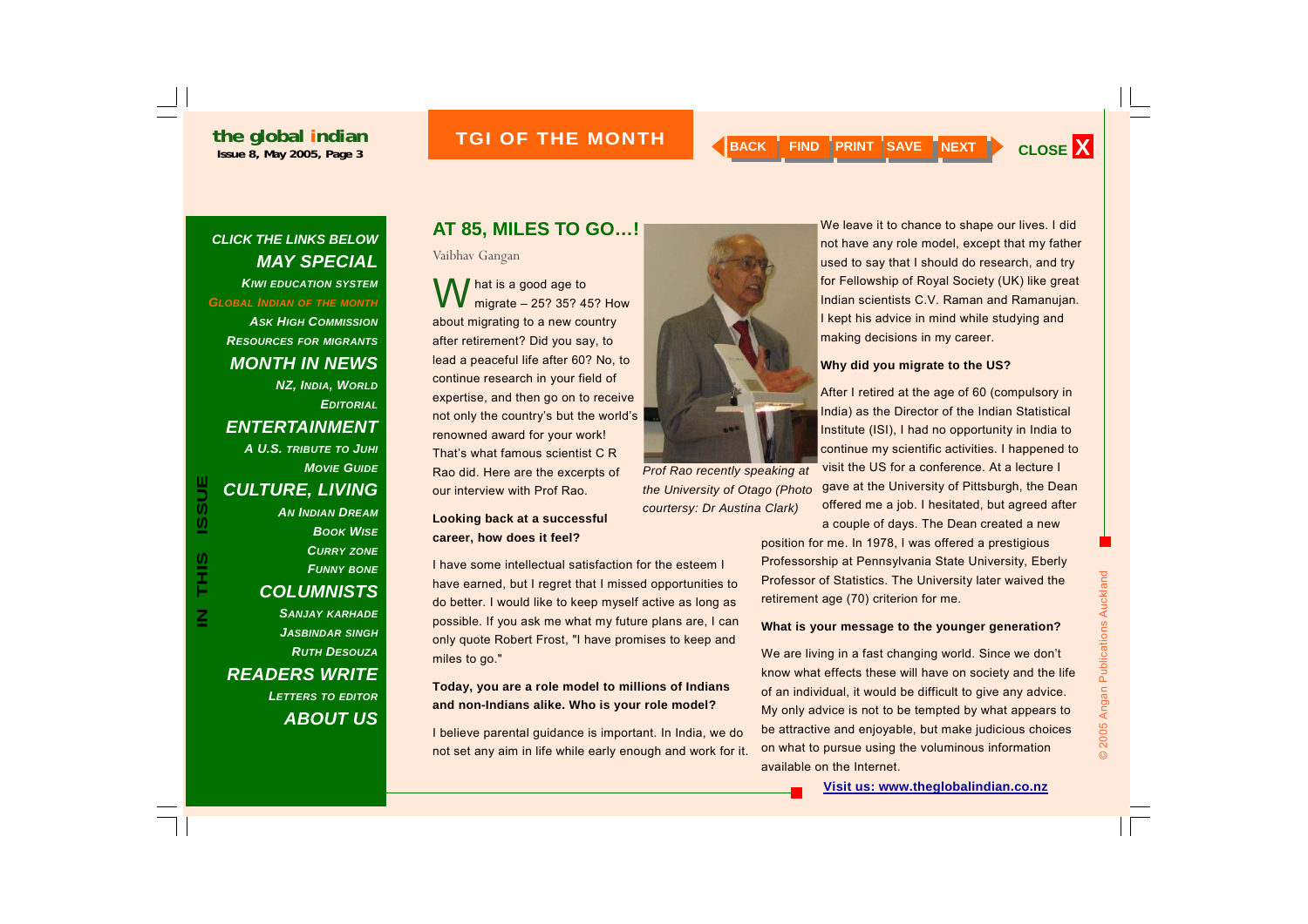## AT 85, MILES TO GO…!

Vaibhav Gangan

What is a good age to migrate – 25? 35? 45? How about migrating to a new country after retirement? Did you say, to lead a peaceful life after 60? No, to continue research in your field of expertise, and then go on to receive not only the country's but the world's renowned award for your work! That's what famous scientist C R Rao did. Here are the excerpts of our interview with Prof Rao.

*Prof Rao recently speaking at the University of Otago (Photo courtersy: Dr Austina Clark)*

**Looking back at a successful career, how does it feel?**

I have some intellectual satisfaction for the esteem I have earned, but I regret that I missed opportunities to do better. I would like to keep myself active as long as possible. If you ask me what my future plans are, I can only quote Robert Frost, "I have promises to keep and miles to go."

**Today, you are a role model to millions of Indians and non-Indians alike. Who is your role model?**

I believe parental guidance is important. In India, we do not set any aim in life while early enough and work for it. We leave it to chance to shape our lives. I did not have any role model, except that my father used to say that I should do research, and try for Fellowship of Royal Society (UK) like great Indian scientists C.V. Raman and Ramanujan. I kept his advice in mind while studying and making decisions in my career.

**Why did you migrate to the US?**

After I retired at the age of 60 (compulsory in India) as the Director of the Indian Statistical Institute (ISI), I had no opportunity in India to continue my scientific activities. I happened to visit the US for a conference. At a lecture I gave at the University of Pittsburgh, the Dean offered me a job. I hesitated, but agreed after a couple of days. The Dean created a new position for me. In 1978, I was offered a prestigious Professorship at Pennsylvania State University, Eberly Professor of Statistics. The University later waived the retirement age (70) criterion for me.

**What is your message to the younger generation?**

We are living in a fast changing world. Since we don't know what effects these will have on society and the life of an individual, it would be difficult to give any advice. My only advice is not to be tempted by what appears to be attractive and enjoyable, but make judicious choices on what to pursue using the voluminous information available on the Internet.

Visit us: www.theglobalindian.co.nz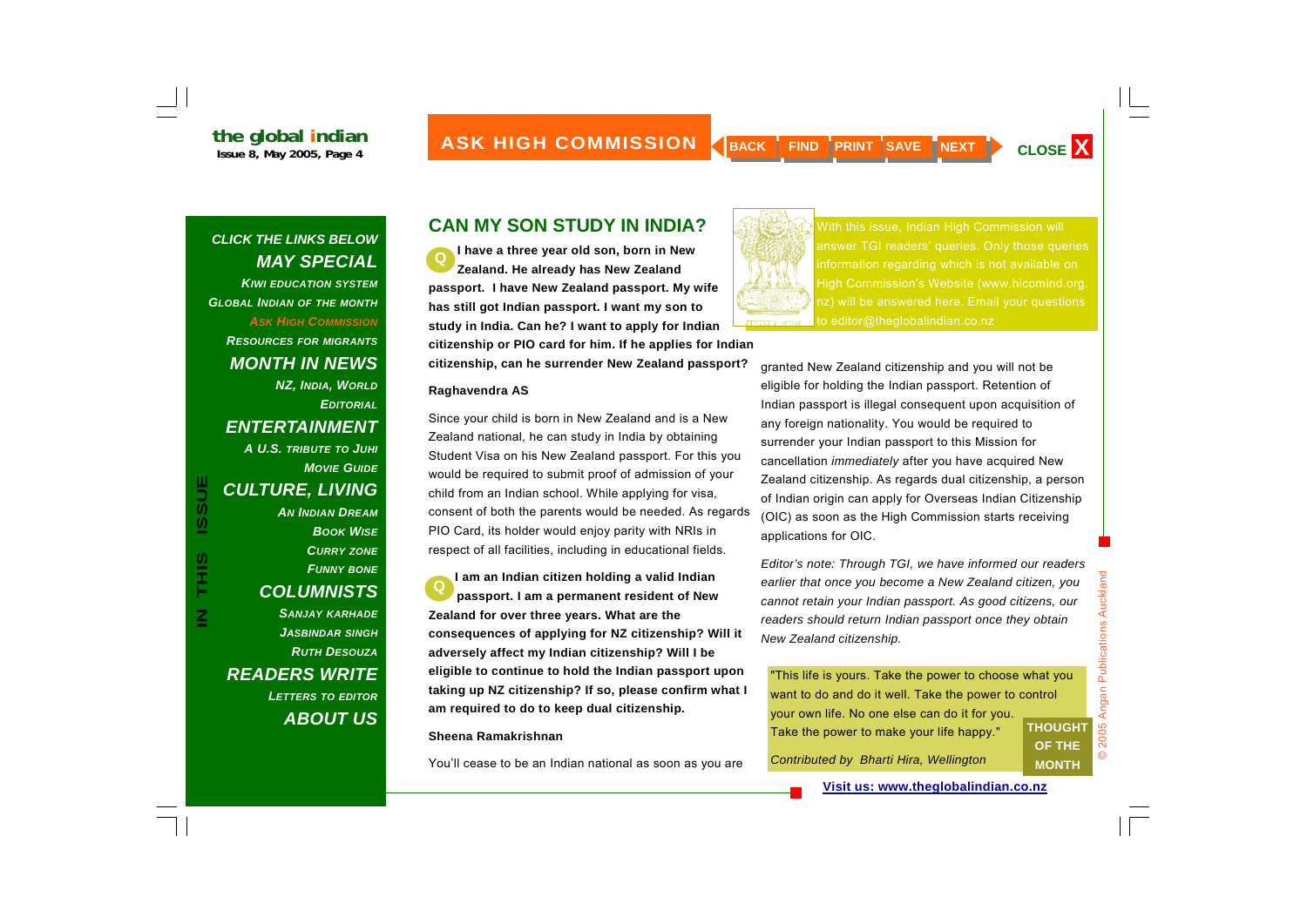## ASK HIGH COMMISSION

## CAN MY SON STUDY IN INDIA?

With this issue, Indian High Commission will answer TGI readers' queries. Only those queries information regarding which is not available on High Commission's Website (www.hicomind.org.nz) will be answered here. Email your questions to editor@theglobalindian.co.nz

**Q I have a three year old son, born in New Zealand. He already has New Zealand passport. I have New Zealand passport. My wife has still got Indian passport. I want my son to study in India. Can he? I want to apply for Indian citizenship or PIO card for him. If he applies for Indian citizenship, can he surrender New Zealand passport?**

**Raghavendra AS**

Since your child is born in New Zealand and is a New Zealand national, he can study in India by obtaining Student Visa on his New Zealand passport. For this you would be required to submit proof of admission of your child from an Indian school. While applying for visa, consent of both the parents would be needed. As regards PIO Card, its holder would enjoy parity with NRIs in respect of all facilities, including in educational fields.

**Q I am an Indian citizen holding a valid Indian passport. I am a permanent resident of New Zealand for over three years. What are the consequences of applying for NZ citizenship? Will it adversely affect my Indian citizenship? Will I be eligible to continue to hold the Indian passport upon taking up NZ citizenship? If so, please confirm what I am required to do to keep dual citizenship.**

**Sheena Ramakrishnan**

You'll cease to be an Indian national as soon as you are granted New Zealand citizenship and you will not be eligible for holding the Indian passport. Retention of Indian passport is illegal consequent upon acquisition of any foreign nationality. You would be required to surrender your Indian passport to this Mission for cancellation *immediately* after you have acquired New Zealand citizenship. As regards dual citizenship, a person of Indian origin can apply for Overseas Indian Citizenship (OIC) as soon as the High Commission starts receiving applications for OIC.

*Editor's note: Through TGI, we have informed our readers earlier that once you become a New Zealand citizen, you cannot retain your Indian passport. As good citizens, our readers should return Indian passport once they obtain New Zealand citizenship.*

**THOUGHT OF THE MONTH**

"This life is yours. Take the power to choose what you want to do and do it well. Take the power to control your own life. No one else can do it for you. Take the power to make your life happy."

*Contributed by Bharti Hira, Wellington*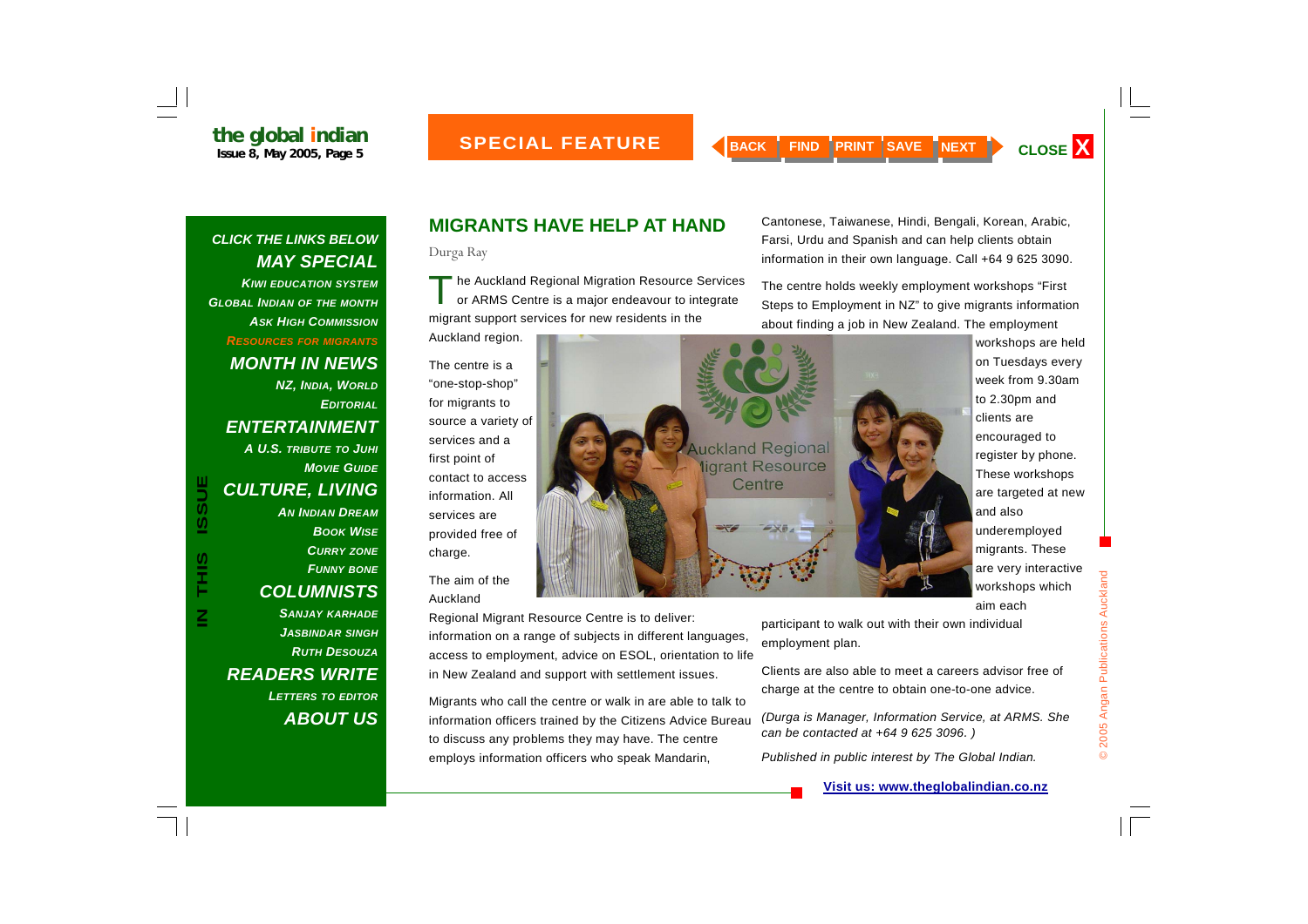## MIGRANTS HAVE HELP AT HAND

Durga Ray

The Auckland Regional Migration Resource Services or ARMS Centre is a major endeavour to integrate migrant support services for new residents in the Auckland region.

The centre is a "one-stop-shop" for migrants to source a variety of services and a first point of contact to access information. All services are provided free of charge.

The aim of the Auckland Regional Migrant Resource Centre is to deliver: information on a range of subjects in different languages, access to employment, advice on ESOL, orientation to life in New Zealand and support with settlement issues.

Migrants who call the centre or walk in are able to talk to information officers trained by the Citizens Advice Bureau to discuss any problems they may have. The centre employs information officers who speak Mandarin, Cantonese, Taiwanese, Hindi, Bengali, Korean, Arabic, Farsi, Urdu and Spanish and can help clients obtain information in their own language. Call +64 9 625 3090.

The centre holds weekly employment workshops "First Steps to Employment in NZ" to give migrants information about finding a job in New Zealand. The employment workshops are held on Tuesdays every week from 9.30am to 2.30pm and clients are encouraged to register by phone. These workshops are targeted at new and also underemployed migrants. These are very interactive workshops which aim each participant to walk out with their own individual employment plan.

Clients are also able to meet a careers advisor free of charge at the centre to obtain one-to-one advice.

*(Durga is Manager, Information Service, at ARMS. She can be contacted at +64 9 625 3096. )*

*Published in public interest by The Global Indian.*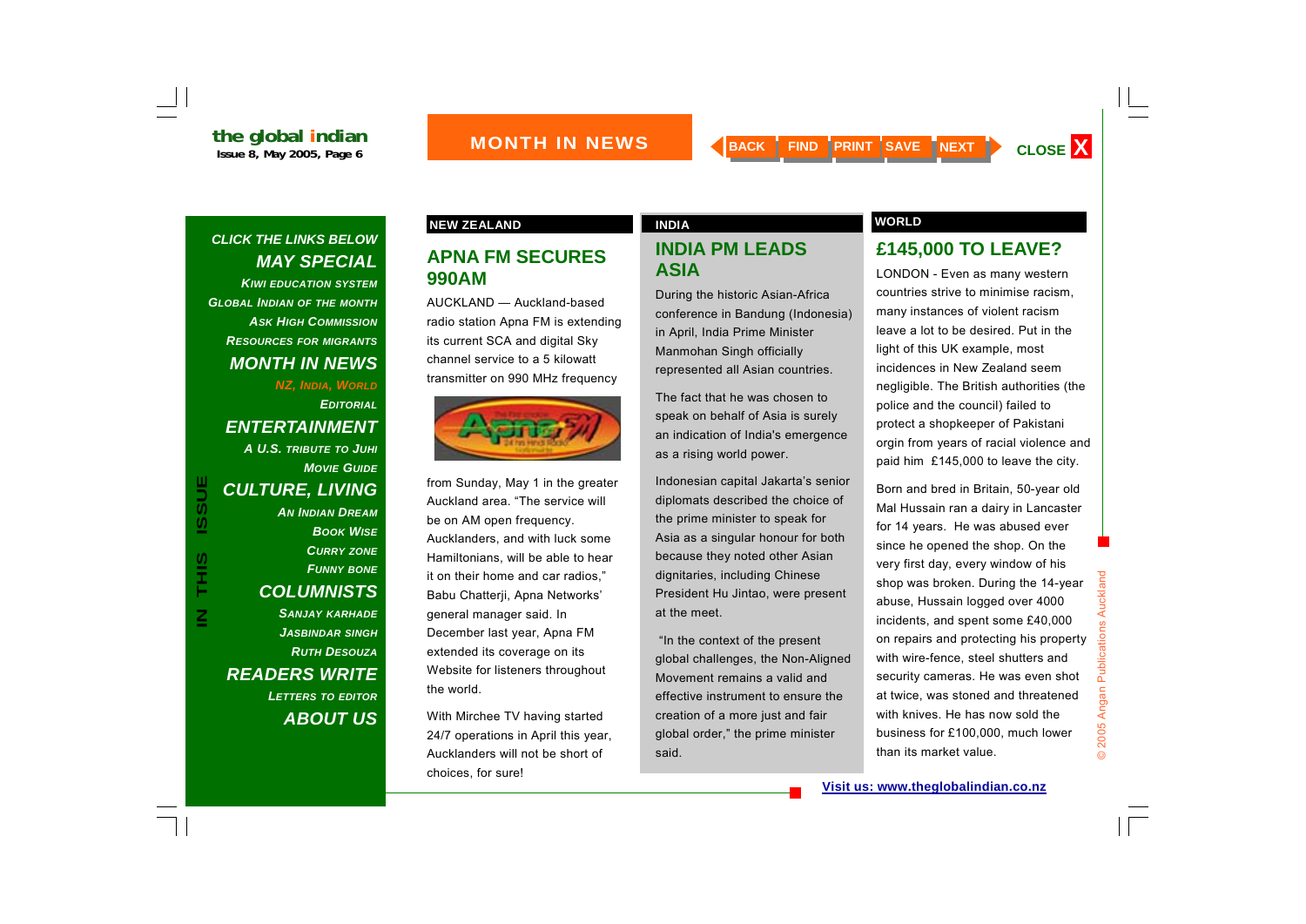# MONTH IN NEWS

**CLICK THE LINKS BELOW**

**MAY SPECIAL**
- Kiwi Education System
- Global Indian of the Month
- Ask High Commission
- Resources for Migrants

**MONTH IN NEWS**
- NZ, India, World
- Editorial

**ENTERTAINMENT**
- A U.S. Tribute to Juhi
- Movie Guide

**CULTURE, LIVING**
- An Indian Dream
- Book Wise
- Curry Zone
- Funny Bone

**COLUMNISTS**
- Sanjay Karhade
- Jasbindar Singh
- Ruth Desouza

**READERS WRITE**
- Letters to Editor

**ABOUT US**

## NEW ZEALAND

### APNA FM SECURES 990AM

AUCKLAND — Auckland-based radio station Apna FM is extending its current SCA and digital Sky channel service to a 5 kilowatt transmitter on 990 MHz frequency from Sunday, May 1 in the greater Auckland area. "The service will be on AM open frequency. Aucklanders, and with luck some Hamiltonians, will be able to hear it on their home and car radios," Babu Chatterji, Apna Networks' general manager said. In December last year, Apna FM extended its coverage on its Website for listeners throughout the world.

With Mirchee TV having started 24/7 operations in April this year, Aucklanders will not be short of choices, for sure!

## INDIA

### INDIA PM LEADS ASIA

During the historic Asian-Africa conference in Bandung (Indonesia) in April, India Prime Minister Manmohan Singh officially represented all Asian countries.

The fact that he was chosen to speak on behalf of Asia is surely an indication of India's emergence as a rising world power.

Indonesian capital Jakarta's senior diplomats described the choice of the prime minister to speak for Asia as a singular honour for both because they noted other Asian dignitaries, including Chinese President Hu Jintao, were present at the meet.

"In the context of the present global challenges, the Non-Aligned Movement remains a valid and effective instrument to ensure the creation of a more just and fair global order," the prime minister said.

## WORLD

### £145,000 TO LEAVE?

LONDON - Even as many western countries strive to minimise racism, many instances of violent racism leave a lot to be desired. Put in the light of this UK example, most incidences in New Zealand seem negligible. The British authorities (the police and the council) failed to protect a shopkeeper of Pakistani orgin from years of racial violence and paid him £145,000 to leave the city.

Born and bred in Britain, 50-year old Mal Hussain ran a dairy in Lancaster for 14 years. He was abused ever since he opened the shop. On the very first day, every window of his shop was broken. During the 14-year abuse, Hussain logged over 4000 incidents, and spent some £40,000 on repairs and protecting his property with wire-fence, steel shutters and security cameras. He was even shot at twice, was stoned and threatened with knives. He has now sold the business for £100,000, much lower than its market value.

Visit us: www.theglobalindian.co.nz

© 2005 Angan Publications Auckland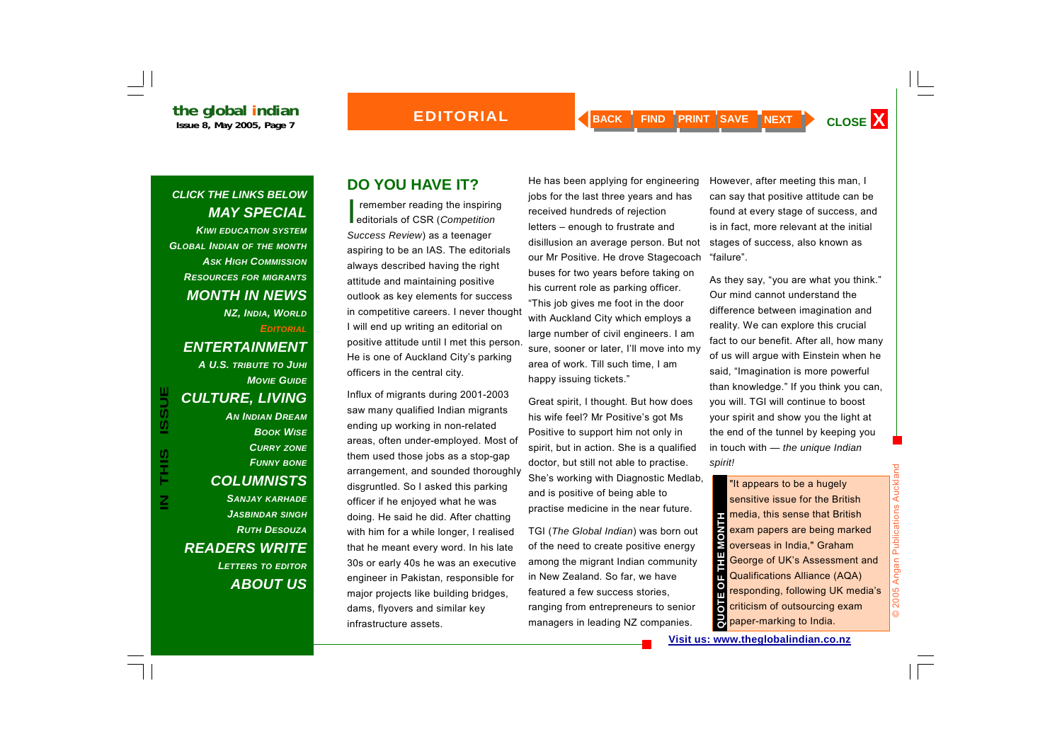## EDITORIAL

# DO YOU HAVE IT?

I remember reading the inspiring editorials of CSR (*Competition Success Review*) as a teenager aspiring to be an IAS. The editorials always described having the right attitude and maintaining positive outlook as key elements for success in competitive careers. I never thought I will end up writing an editorial on positive attitude until I met this person. He is one of Auckland City's parking officers in the central city.

Influx of migrants during 2001-2003 saw many qualified Indian migrants ending up working in non-related areas, often under-employed. Most of them used those jobs as a stop-gap arrangement, and sounded thoroughly disgruntled. So I asked this parking officer if he enjoyed what he was doing. He said he did. After chatting with him for a while longer, I realised that he meant every word. In his late 30s or early 40s he was an executive engineer in Pakistan, responsible for major projects like building bridges, dams, flyovers and similar key infrastructure assets.

He has been applying for engineering jobs for the last three years and has received hundreds of rejection letters – enough to frustrate and disillusion an average person. But not our Mr Positive. He drove Stagecoach buses for two years before taking on his current role as parking officer. "This job gives me foot in the door with Auckland City which employs a large number of civil engineers. I am sure, sooner or later, I'll move into my area of work. Till such time, I am happy issuing tickets."

Great spirit, I thought. But how does his wife feel? Mr Positive's got Ms Positive to support him not only in spirit, but in action. She is a qualified doctor, but still not able to practise. She's working with Diagnostic Medlab, and is positive of being able to practise medicine in the near future.

TGI (*The Global Indian*) was born out of the need to create positive energy among the migrant Indian community in New Zealand. So far, we have featured a few success stories, ranging from entrepreneurs to senior managers in leading NZ companies. However, after meeting this man, I can say that positive attitude can be found at every stage of success, and is in fact, more relevant at the initial stages of success, also known as "failure".

As they say, "you are what you think." Our mind cannot understand the difference between imagination and reality. We can explore this crucial fact to our benefit. After all, how many of us will argue with Einstein when he said, "Imagination is more powerful than knowledge." If you think you can, you will. TGI will continue to boost your spirit and show you the light at the end of the tunnel by keeping you in touch with — *the unique Indian spirit!*

**QUOTE OF THE MONTH**

"It appears to be a hugely sensitive issue for the British media, this sense that British exam papers are being marked overseas in India," Graham George of UK's Assessment and Qualifications Alliance (AQA) responding, following UK media's criticism of outsourcing exam paper-marking to India.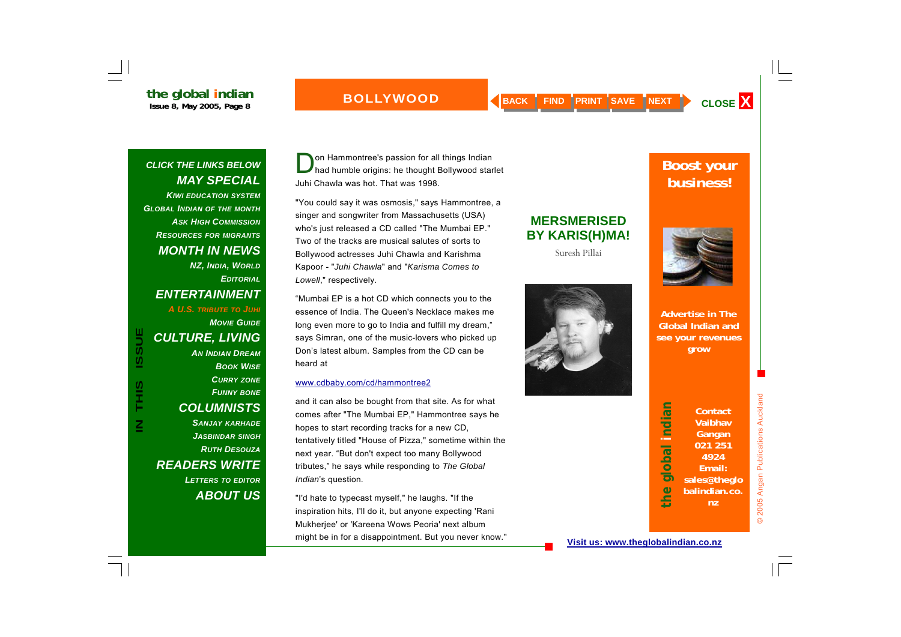## MERSMERISED BY KARIS(H)MA!

Suresh Pillai

Don Hammontree's passion for all things Indian had humble origins: he thought Bollywood starlet Juhi Chawla was hot. That was 1998.

"You could say it was osmosis," says Hammontree, a singer and songwriter from Massachusetts (USA) who's just released a CD called "The Mumbai EP." Two of the tracks are musical salutes of sorts to Bollywood actresses Juhi Chawla and Karishma Kapoor - "*Juhi Chawla*" and "*Karisma Comes to Lowell*," respectively.

"Mumbai EP is a hot CD which connects you to the essence of India. The Queen's Necklace makes me long even more to go to India and fulfill my dream," says Simran, one of the music-lovers who picked up Don's latest album. Samples from the CD can be heard at

www.cdbaby.com/cd/hammontree2

and it can also be bought from that site. As for what comes after "The Mumbai EP," Hammontree says he hopes to start recording tracks for a new CD, tentatively titled "House of Pizza," sometime within the next year. "But don't expect too many Bollywood tributes," he says while responding to *The Global Indian*'s question.

"I'd hate to typecast myself," he laughs. "If the inspiration hits, I'll do it, but anyone expecting 'Rani Mukherjee' or 'Kareena Wows Peoria' next album might be in for a disappointment. But you never know."

**Boost your business!**

**Advertise in The Global Indian and see your revenues grow**

**Contact Vaibhav Gangan 021 251 4924 Email: sales@theglobalindian.co.nz**

**Visit us: www.theglobalindian.co.nz**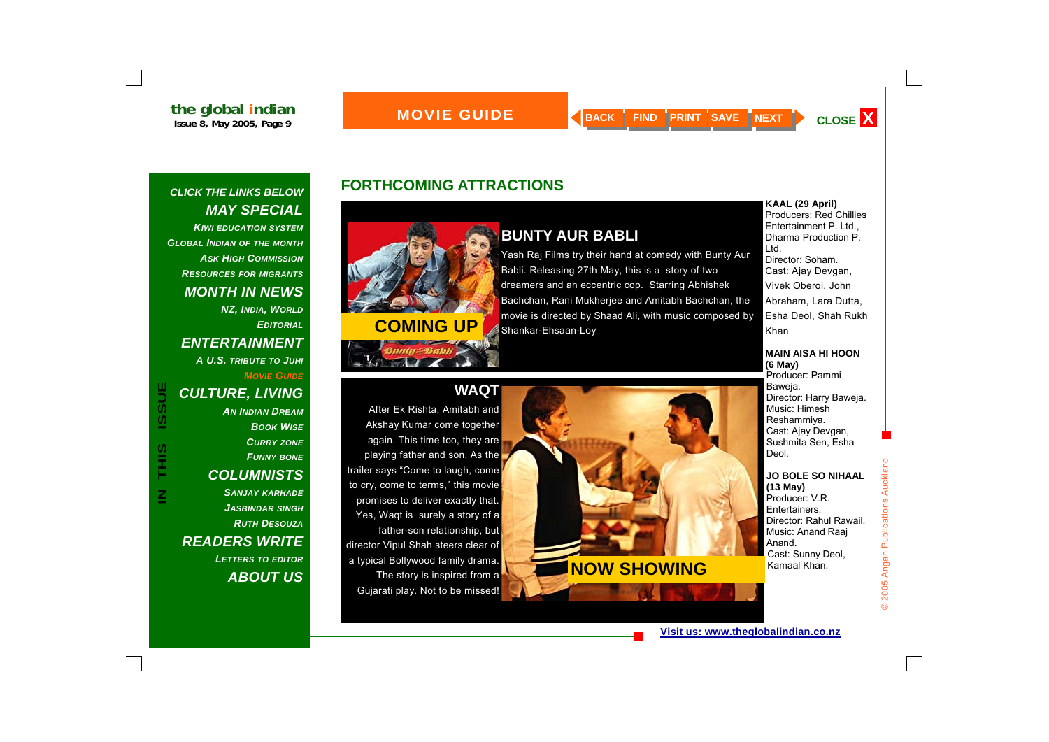## FORTHCOMING ATTRACTIONS

### BUNTY AUR BABLI

COMING UP

Yash Raj Films try their hand at comedy with Bunty Aur Babli. Releasing 27th May, this is a story of two dreamers and an eccentric cop. Starring Abhishek Bachchan, Rani Mukherjee and Amitabh Bachchan, the movie is directed by Shaad Ali, with music composed by Shankar-Ehsaan-Loy

### WAQT

After Ek Rishta, Amitabh and Akshay Kumar come together again. This time too, they are playing father and son. As the trailer says "Come to laugh, come to cry, come to terms," this movie promises to deliver exactly that. Yes, Waqt is surely a story of a father-son relationship, but director Vipul Shah steers clear of a typical Bollywood family drama. The story is inspired from a Gujarati play. Not to be missed!

NOW SHOWING

**KAAL (29 April)**
Producers: Red Chillies Entertainment P. Ltd., Dharma Production P. Ltd.
Director: Soham.
Cast: Ajay Devgan, Vivek Oberoi, John Abraham, Lara Dutta, Esha Deol, Shah Rukh Khan

**MAIN AISA HI HOON (6 May)**
Producer: Pammi Baweja.
Director: Harry Baweja.
Music: Himesh Reshammiya.
Cast: Ajay Devgan, Sushmita Sen, Esha Deol.

**JO BOLE SO NIHAAL (13 May)**
Producer: V.R. Entertainers.
Director: Rahul Rawail.
Music: Anand Raaj Anand.
Cast: Sunny Deol, Kamaal Khan.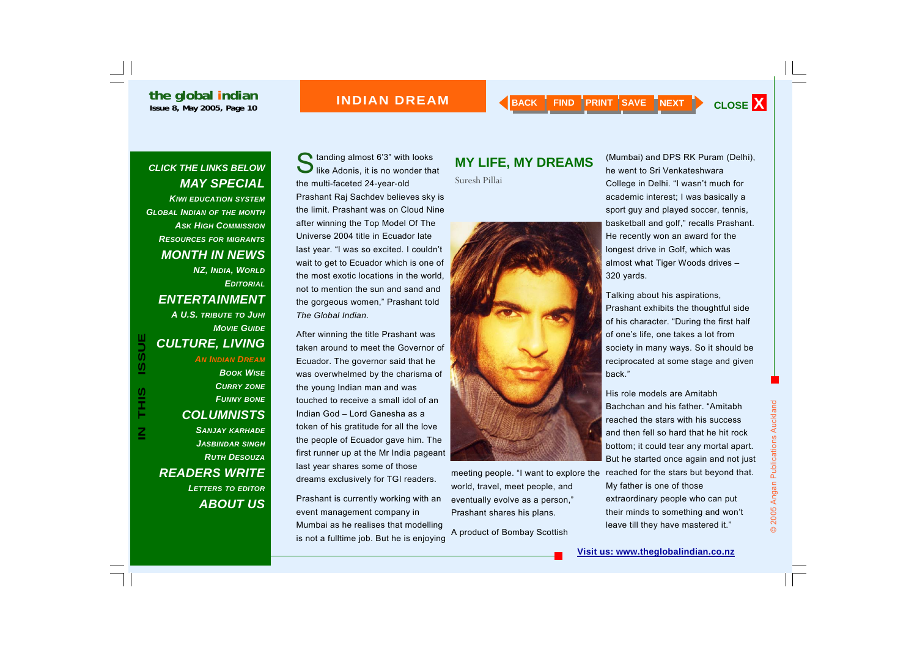## MY LIFE, MY DREAMS

Suresh Pillai

Standing almost 6'3" with looks like Adonis, it is no wonder that the multi-faceted 24-year-old Prashant Raj Sachdev believes sky is the limit. Prashant was on Cloud Nine after winning the Top Model Of The Universe 2004 title in Ecuador late last year. "I was so excited. I couldn't wait to get to Ecuador which is one of the most exotic locations in the world, not to mention the sun and sand and the gorgeous women," Prashant told *The Global Indian*.

After winning the title Prashant was taken around to meet the Governor of Ecuador. The governor said that he was overwhelmed by the charisma of the young Indian man and was touched to receive a small idol of an Indian God – Lord Ganesha as a token of his gratitude for all the love the people of Ecuador gave him. The first runner up at the Mr India pageant last year shares some of those dreams exclusively for TGI readers.

Prashant is currently working with an event management company in Mumbai as he realises that modelling is not a fulltime job. But he is enjoying meeting people. "I want to explore the world, travel, meet people, and eventually evolve as a person," Prashant shares his plans.

A product of Bombay Scottish (Mumbai) and DPS RK Puram (Delhi), he went to Sri Venkateshwara College in Delhi. "I wasn't much for academic interest; I was basically a sport guy and played soccer, tennis, basketball and golf," recalls Prashant. He recently won an award for the longest drive in Golf, which was almost what Tiger Woods drives – 320 yards.

Talking about his aspirations, Prashant exhibits the thoughtful side of his character. "During the first half of one's life, one takes a lot from society in many ways. So it should be reciprocated at some stage and given back."

His role models are Amitabh Bachchan and his father. "Amitabh reached the stars with his success and then fell so hard that he hit rock bottom; it could tear any mortal apart. But he started once again and not just reached for the stars but beyond that. My father is one of those extraordinary people who can put their minds to something and won't leave till they have mastered it."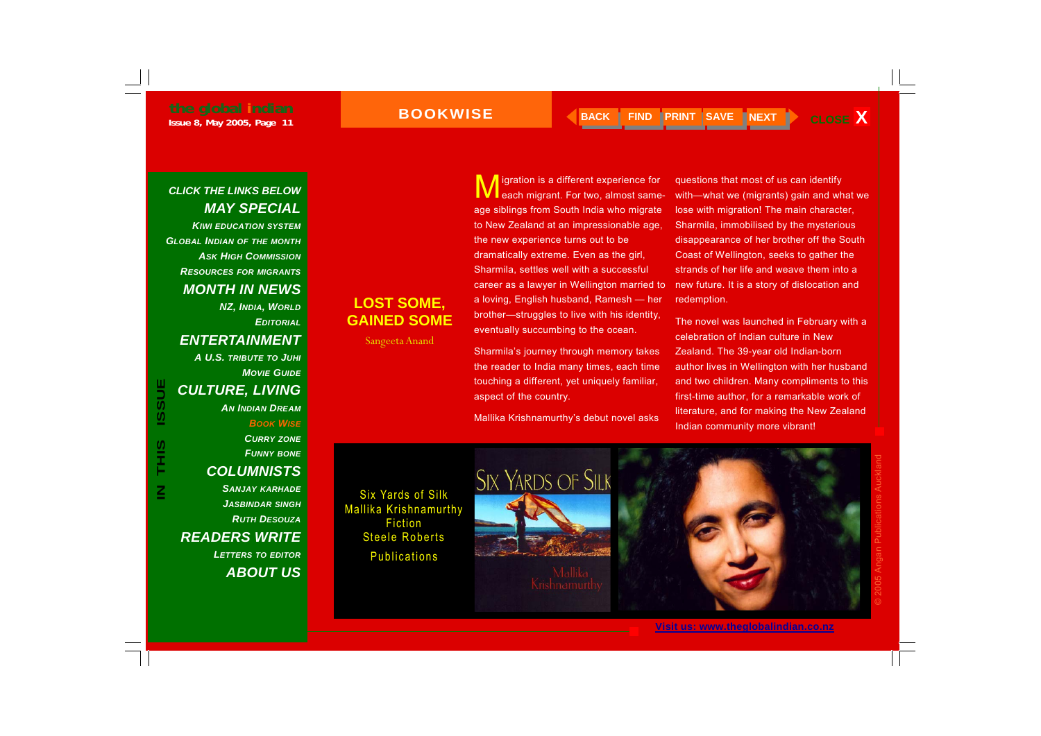## LOST SOME, GAINED SOME

Sangeeta Anand

Migration is a different experience for each migrant. For two, almost same-age siblings from South India who migrate to New Zealand at an impressionable age, the new experience turns out to be dramatically extreme. Even as the girl, Sharmila, settles well with a successful career as a lawyer in Wellington married to a loving, English husband, Ramesh — her brother—struggles to live with his identity, eventually succumbing to the ocean.

Sharmila's journey through memory takes the reader to India many times, each time touching a different, yet uniquely familiar, aspect of the country.

Mallika Krishnamurthy's debut novel asks questions that most of us can identify with—what we (migrants) gain and what we lose with migration! The main character, Sharmila, immobilised by the mysterious disappearance of her brother off the South Coast of Wellington, seeks to gather the strands of her life and weave them into a new future. It is a story of dislocation and redemption.

The novel was launched in February with a celebration of Indian culture in New Zealand. The 39-year old Indian-born author lives in Wellington with her husband and two children. Many compliments to this first-time author, for a remarkable work of literature, and for making the New Zealand Indian community more vibrant!

Six Yards of Silk
Mallika Krishnamurthy
Fiction
Steele Roberts
Publications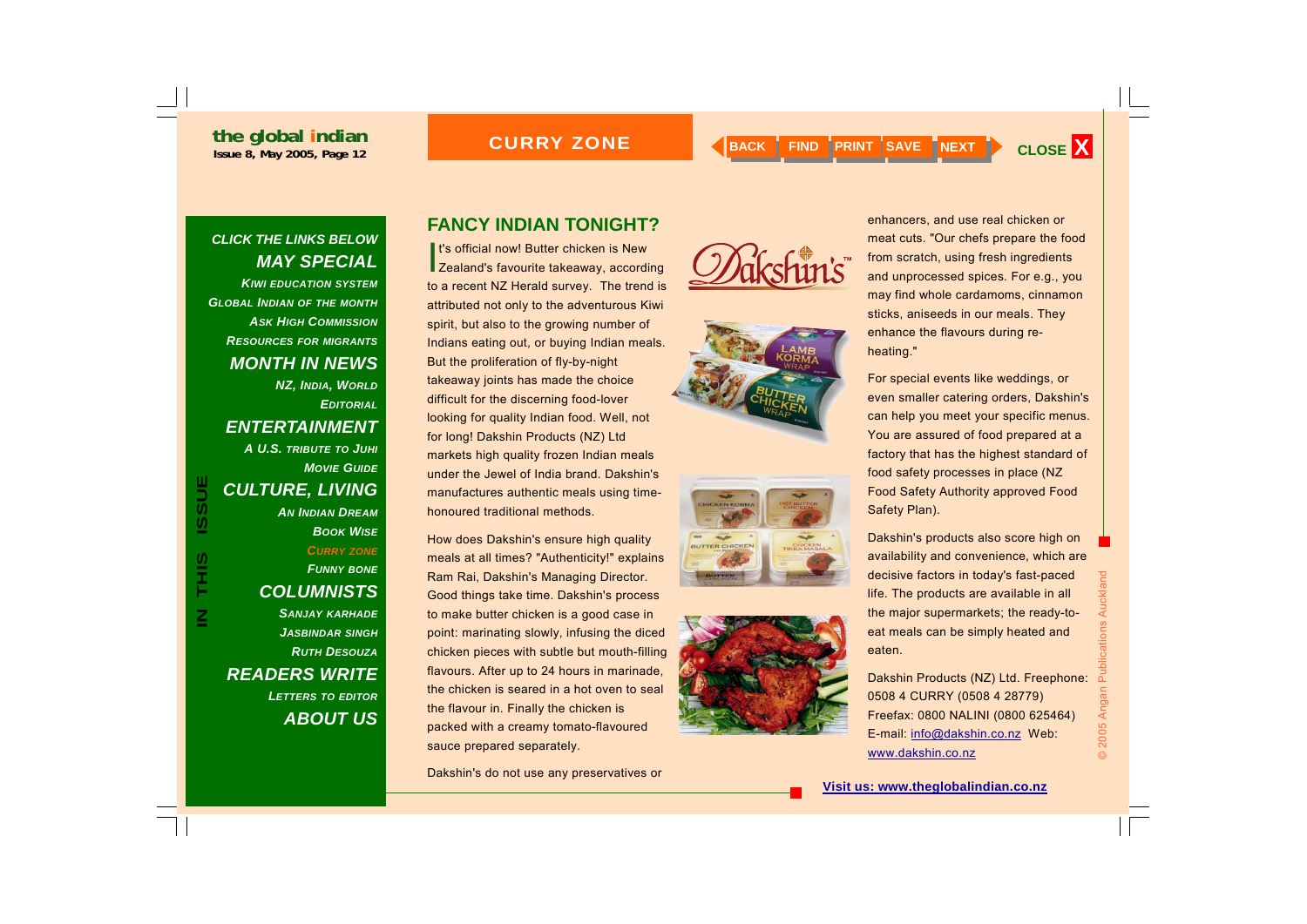## FANCY INDIAN TONIGHT?

It's official now! Butter chicken is New Zealand's favourite takeaway, according to a recent NZ Herald survey. The trend is attributed not only to the adventurous Kiwi spirit, but also to the growing number of Indians eating out, or buying Indian meals. But the proliferation of fly-by-night takeaway joints has made the choice difficult for the discerning food-lover looking for quality Indian food. Well, not for long! Dakshin Products (NZ) Ltd markets high quality frozen Indian meals under the Jewel of India brand. Dakshin's manufactures authentic meals using time-honoured traditional methods.

How does Dakshin's ensure high quality meals at all times? "Authenticity!" explains Ram Rai, Dakshin's Managing Director. Good things take time. Dakshin's process to make butter chicken is a good case in point: marinating slowly, infusing the diced chicken pieces with subtle but mouth-filling flavours. After up to 24 hours in marinade, the chicken is seared in a hot oven to seal the flavour in. Finally the chicken is packed with a creamy tomato-flavoured sauce prepared separately.

Dakshin's do not use any preservatives or enhancers, and use real chicken or meat cuts. "Our chefs prepare the food from scratch, using fresh ingredients and unprocessed spices. For e.g., you may find whole cardamoms, cinnamon sticks, aniseeds in our meals. They enhance the flavours during re-heating."

For special events like weddings, or even smaller catering orders, Dakshin's can help you meet your specific menus. You are assured of food prepared at a factory that has the highest standard of food safety processes in place (NZ Food Safety Authority approved Food Safety Plan).

Dakshin's products also score high on availability and convenience, which are decisive factors in today's fast-paced life. The products are available in all the major supermarkets; the ready-to-eat meals can be simply heated and eaten.

Dakshin Products (NZ) Ltd. Freephone: 0508 4 CURRY (0508 4 28779) Freefax: 0800 NALINI (0800 625464) E-mail: info@dakshin.co.nz Web: www.dakshin.co.nz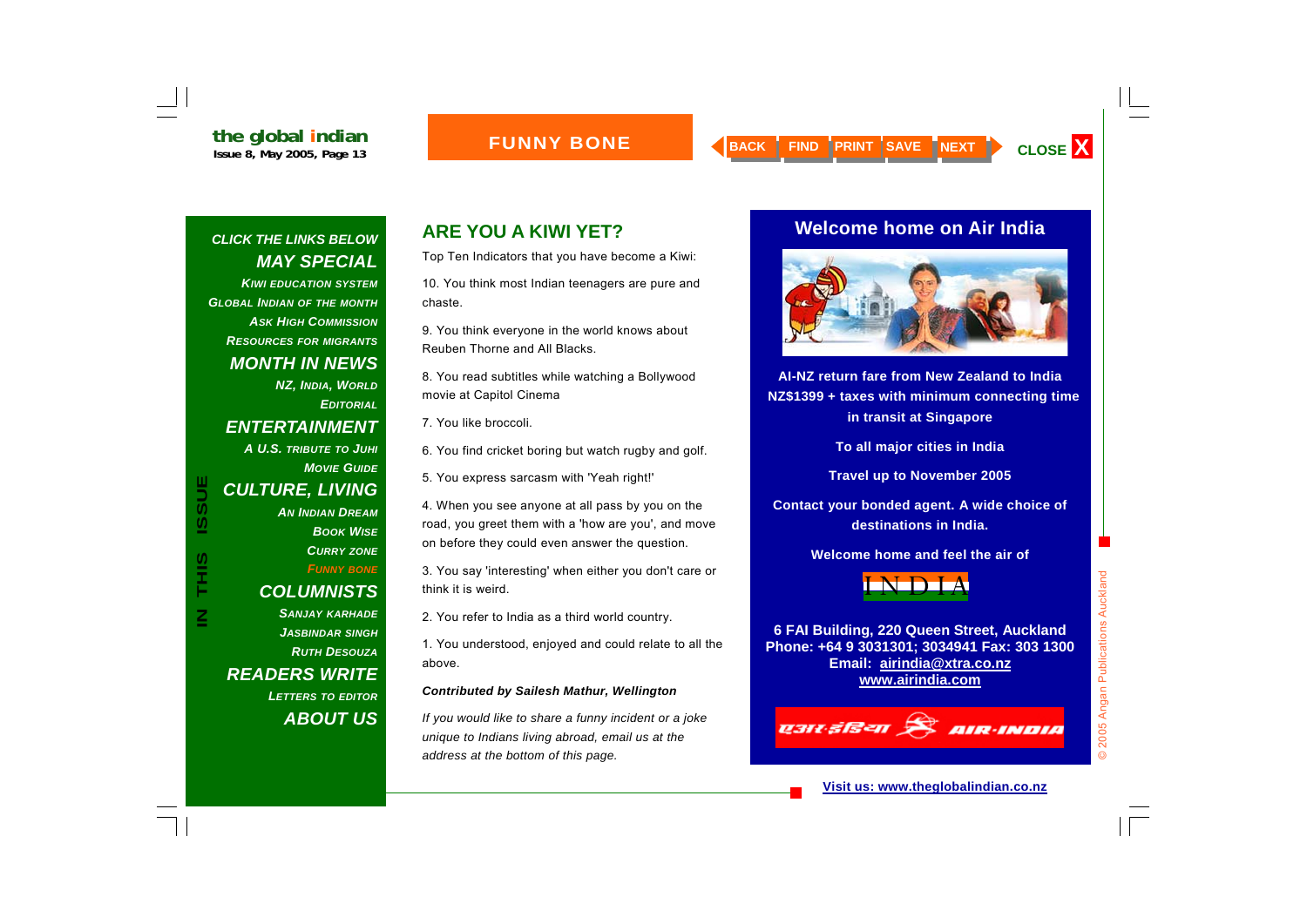# FUNNY BONE

**CLICK THE LINKS BELOW**

**MAY SPECIAL**
- Kiwi Education System
- Global Indian of the Month
- Ask High Commission
- Resources for Migrants

**MONTH IN NEWS**
- NZ, India, World
- Editorial

**ENTERTAINMENT**
- A U.S. Tribute to Juhi
- Movie Guide

**CULTURE, LIVING**
- An Indian Dream
- Book Wise
- Curry Zone
- Funny Bone

**COLUMNISTS**
- Sanjay Karhade
- Jasbindar Singh
- Ruth Desouza

**READERS WRITE**
- Letters to Editor

**ABOUT US**

## ARE YOU A KIWI YET?

Top Ten Indicators that you have become a Kiwi:

10. You think most Indian teenagers are pure and chaste.

9. You think everyone in the world knows about Reuben Thorne and All Blacks.

8. You read subtitles while watching a Bollywood movie at Capitol Cinema

7. You like broccoli.

6. You find cricket boring but watch rugby and golf.

5. You express sarcasm with 'Yeah right!'

4. When you see anyone at all pass by you on the road, you greet them with a 'how are you', and move on before they could even answer the question.

3. You say 'interesting' when either you don't care or think it is weird.

2. You refer to India as a third world country.

1. You understood, enjoyed and could relate to all the above.

***Contributed by Sailesh Mathur, Wellington***

*If you would like to share a funny incident or a joke unique to Indians living abroad, email us at the address at the bottom of this page.*

## Welcome home on Air India

**AI-NZ return fare from New Zealand to India NZ$1399 + taxes with minimum connecting time in transit at Singapore**

**To all major cities in India**

**Travel up to November 2005**

**Contact your bonded agent. A wide choice of destinations in India.**

**Welcome home and feel the air of**

INDIA

**6 FAI Building, 220 Queen Street, Auckland**
**Phone: +64 9 3031301; 3034941 Fax: 303 1300**
**Email: airindia@xtra.co.nz**
**www.airindia.com**

एअर-इंडिया AIR-INDIA

**Visit us: www.theglobalindian.co.nz**

© 2005 Angan Publications Auckland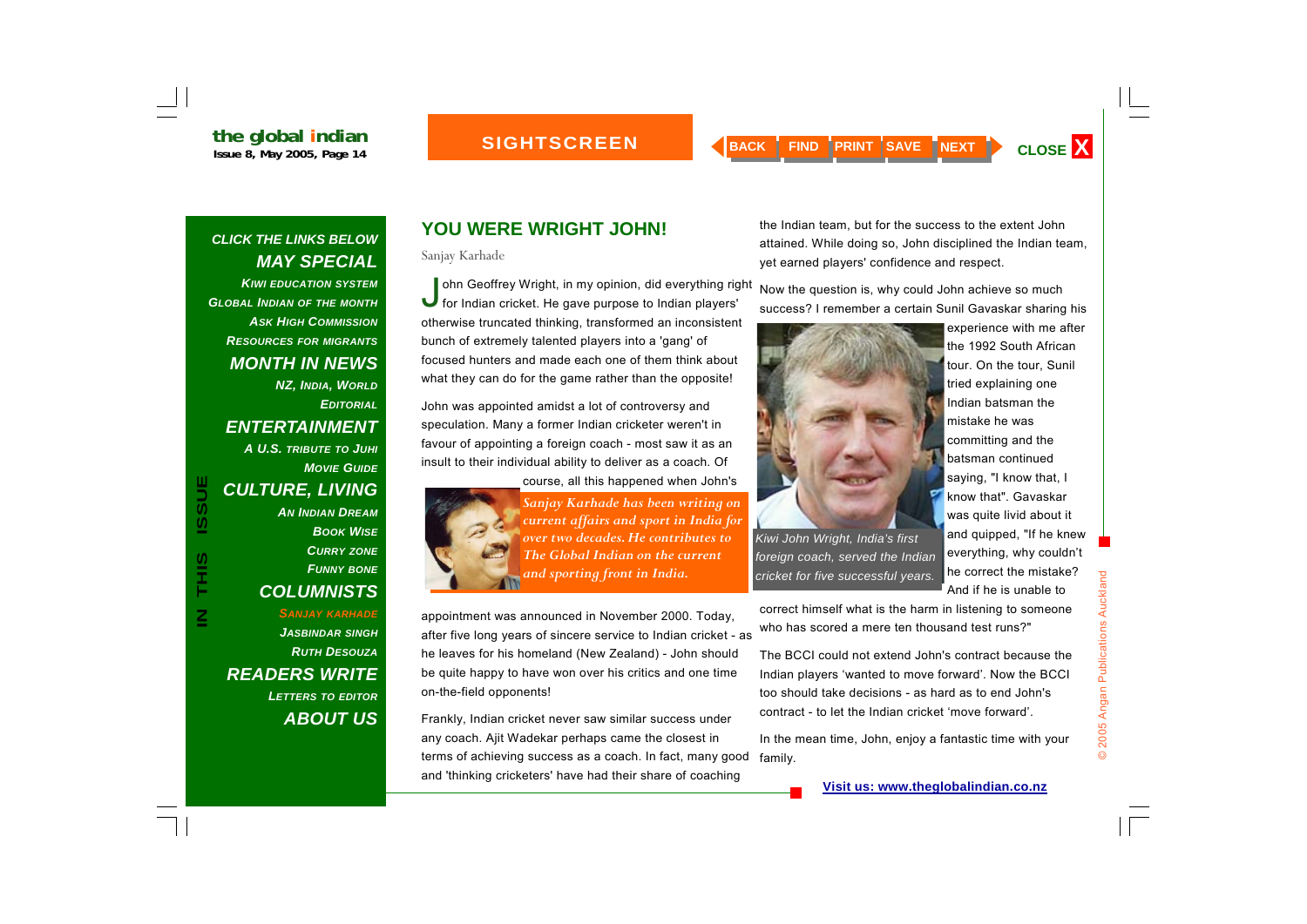## YOU WERE WRIGHT JOHN!

Sanjay Karhade

John Geoffrey Wright, in my opinion, did everything right for Indian cricket. He gave purpose to Indian players' otherwise truncated thinking, transformed an inconsistent bunch of extremely talented players into a 'gang' of focused hunters and made each one of them think about what they can do for the game rather than the opposite!

John was appointed amidst a lot of controversy and speculation. Many a former Indian cricketer weren't in favour of appointing a foreign coach - most saw it as an insult to their individual ability to deliver as a coach. Of course, all this happened when John's appointment was announced in November 2000. Today, after five long years of sincere service to Indian cricket - as he leaves for his homeland (New Zealand) - John should be quite happy to have won over his critics and one time on-the-field opponents!

*Sanjay Karhade has been writing on current affairs and sport in India for over two decades. He contributes to The Global Indian on the current and sporting front in India.*

Frankly, Indian cricket never saw similar success under any coach. Ajit Wadekar perhaps came the closest in terms of achieving success as a coach. In fact, many good and 'thinking cricketers' have had their share of coaching the Indian team, but for the success to the extent John attained. While doing so, John disciplined the Indian team, yet earned players' confidence and respect.

Now the question is, why could John achieve so much success? I remember a certain Sunil Gavaskar sharing his experience with me after the 1992 South African tour. On the tour, Sunil tried explaining one Indian batsman the mistake he was committing and the batsman continued saying, "I know that, I know that". Gavaskar was quite livid about it and quipped, "If he knew everything, why couldn't he correct the mistake? And if he is unable to correct himself what is the harm in listening to someone who has scored a mere ten thousand test runs?"

*Kiwi John Wright, India's first foreign coach, served the Indian cricket for five successful years.*

The BCCI could not extend John's contract because the Indian players 'wanted to move forward'. Now the BCCI too should take decisions - as hard as to end John's contract - to let the Indian cricket 'move forward'.

In the mean time, John, enjoy a fantastic time with your family.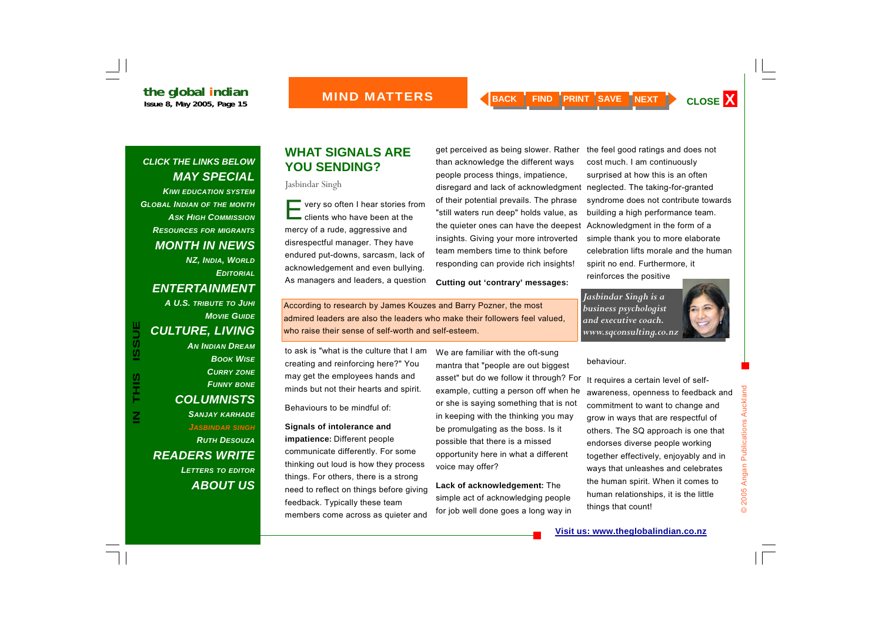## WHAT SIGNALS ARE YOU SENDING?

Jasbindar Singh

Every so often I hear stories from clients who have been at the mercy of a rude, aggressive and disrespectful manager. They have endured put-downs, sarcasm, lack of acknowledgement and even bullying. As managers and leaders, a question to ask is "what is the culture that I am creating and reinforcing here?" You may get the employees hands and minds but not their hearts and spirit.

> According to research by James Kouzes and Barry Pozner, the most admired leaders are also the leaders who make their followers feel valued, who raise their sense of self-worth and self-esteem.

Behaviours to be mindful of:

**Signals of intolerance and impatience:** Different people communicate differently. For some thinking out loud is how they process things. For others, there is a strong need to reflect on things before giving feedback. Typically these team members come across as quieter and get perceived as being slower. Rather than acknowledge the different ways people process things, impatience, disregard and lack of acknowledgment of their potential prevails. The phrase "still waters run deep" holds value, as the quieter ones can have the deepest insights. Giving your more introverted team members time to think before responding can provide rich insights!

**Cutting out 'contrary' messages:** We are familiar with the oft-sung mantra that "people are out biggest asset" but do we follow it through? For example, cutting a person off when he or she is saying something that is not in keeping with the thinking you may be promulgating as the boss. Is it possible that there is a missed opportunity here in what a different voice may offer?

**Lack of acknowledgement:** The simple act of acknowledging people for job well done goes a long way in the feel good ratings and does not cost much. I am continuously surprised at how this is an often neglected. The taking-for-granted syndrome does not contribute towards building a high performance team. Acknowledgment in the form of a simple thank you to more elaborate celebration lifts morale and the human spirit no end. Furthermore, it reinforces the positive behaviour.

*Jasbindar Singh is a business psychologist and executive coach. www.sqconsulting.co.nz*

It requires a certain level of self-awareness, openness to feedback and commitment to want to change and grow in ways that are respectful of others. The SQ approach is one that endorses diverse people working together effectively, enjoyably and in ways that unleashes and celebrates the human spirit. When it comes to human relationships, it is the little things that count!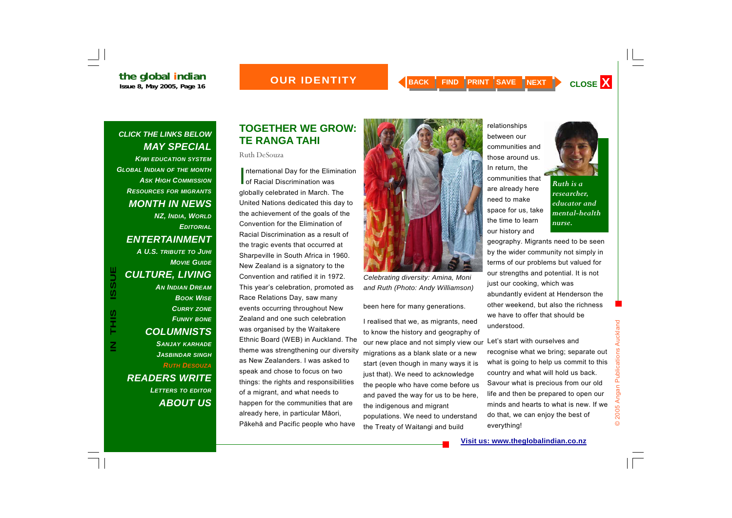## TOGETHER WE GROW: TE RANGA TAHI

Ruth DeSouza

International Day for the Elimination of Racial Discrimination was globally celebrated in March. The United Nations dedicated this day to the achievement of the goals of the Convention for the Elimination of Racial Discrimination as a result of the tragic events that occurred at Sharpeville in South Africa in 1960. New Zealand is a signatory to the Convention and ratified it in 1972. This year's celebration, promoted as Race Relations Day, saw many events occurring throughout New Zealand and one such celebration was organised by the Waitakere Ethnic Board (WEB) in Auckland. The theme was strengthening our diversity as New Zealanders. I was asked to speak and chose to focus on two things: the rights and responsibilities of a migrant, and what needs to happen for the communities that are already here, in particular Māori, Pākehā and Pacific people who have been here for many generations.

*Celebrating diversity: Amina, Moni and Ruth (Photo: Andy Williamson)*

I realised that we, as migrants, need to know the history and geography of our new place and not simply view our migrations as a blank slate or a new start (even though in many ways it is just that). We need to acknowledge the people who have come before us and paved the way for us to be here, the indigenous and migrant populations. We need to understand the Treaty of Waitangi and build relationships between our communities and those around us. In return, the communities that are already here need to make space for us, take the time to learn our history and geography. Migrants need to be seen by the wider community not simply in terms of our problems but valued for our strengths and potential. It is not just our cooking, which was abundantly evident at Henderson the other weekend, but also the richness we have to offer that should be understood.

*Ruth is a researcher, educator and mental-health nurse.*

Let's start with ourselves and recognise what we bring; separate out what is going to help us commit to this country and what will hold us back. Savour what is precious from our old life and then be prepared to open our minds and hearts to what is new. If we do that, we can enjoy the best of everything!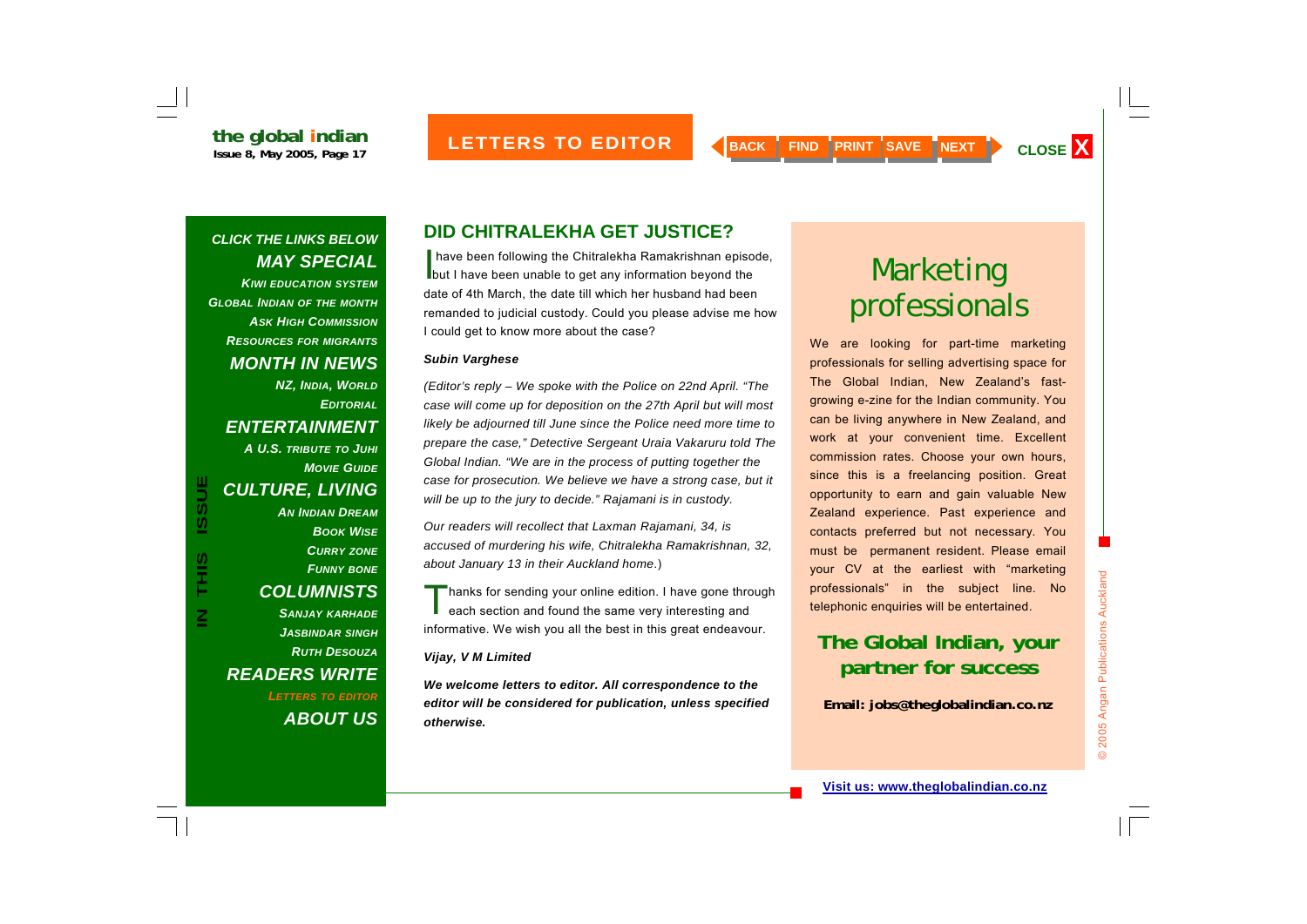## DID CHITRALEKHA GET JUSTICE?

I have been following the Chitralekha Ramakrishnan episode, but I have been unable to get any information beyond the date of 4th March, the date till which her husband had been remanded to judicial custody. Could you please advise me how I could get to know more about the case?

***Subin Varghese***

*(Editor's reply – We spoke with the Police on 22nd April. "The case will come up for deposition on the 27th April but will most likely be adjourned till June since the Police need more time to prepare the case," Detective Sergeant Uraia Vakaruru told The Global Indian. "We are in the process of putting together the case for prosecution. We believe we have a strong case, but it will be up to the jury to decide." Rajamani is in custody.*

*Our readers will recollect that Laxman Rajamani, 34, is accused of murdering his wife, Chitralekha Ramakrishnan, 32, about January 13 in their Auckland home.)*

Thanks for sending your online edition. I have gone through each section and found the same very interesting and informative. We wish you all the best in this great endeavour.

***Vijay, V M Limited***

***We welcome letters to editor. All correspondence to the editor will be considered for publication, unless specified otherwise.***

# Marketing professionals

We are looking for part-time marketing professionals for selling advertising space for The Global Indian, New Zealand's fast-growing e-zine for the Indian community. You can be living anywhere in New Zealand, and work at your convenient time. Excellent commission rates. Choose your own hours, since this is a freelancing position. Great opportunity to earn and gain valuable New Zealand experience. Past experience and contacts preferred but not necessary. You must be permanent resident. Please email your CV at the earliest with "marketing professionals" in the subject line. No telephonic enquiries will be entertained.

**The Global Indian, your partner for success**

**Email: jobs@theglobalindian.co.nz**

**Visit us: www.theglobalindian.co.nz**

© 2005 Angan Publications Auckland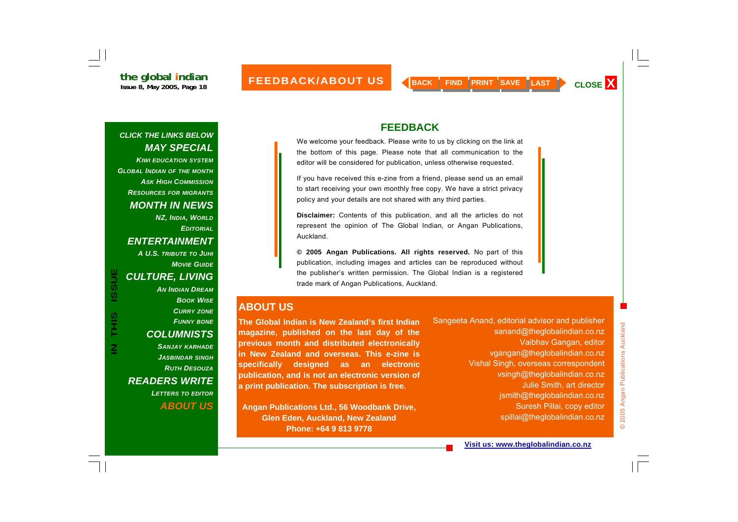## FEEDBACK/ABOUT US

**CLICK THE LINKS BELOW**

***MAY SPECIAL***
- *KIWI EDUCATION SYSTEM*
- *GLOBAL INDIAN OF THE MONTH*
- *ASK HIGH COMMISSION*
- *RESOURCES FOR MIGRANTS*

***MONTH IN NEWS***
- *NZ, INDIA, WORLD*
- *EDITORIAL*

***ENTERTAINMENT***
- *A U.S. TRIBUTE TO JUHI*
- *MOVIE GUIDE*

***CULTURE, LIVING***
- *AN INDIAN DREAM*
- *BOOK WISE*
- *CURRY ZONE*
- *FUNNY BONE*

***COLUMNISTS***
- *SANJAY KARHADE*
- *JASBINDAR SINGH*
- *RUTH DESOUZA*

***READERS WRITE***
- *LETTERS TO EDITOR*

***ABOUT US***

## FEEDBACK

We welcome your feedback. Please write to us by clicking on the link at the bottom of this page. Please note that all communication to the editor will be considered for publication, unless otherwise requested.

If you have received this e-zine from a friend, please send us an email to start receiving your own monthly free copy. We have a strict privacy policy and your details are not shared with any third parties.

**Disclaimer:** Contents of this publication, and all the articles do not represent the opinion of The Global Indian, or Angan Publications, Auckland.

**© 2005 Angan Publications. All rights reserved.** No part of this publication, including images and articles can be reproduced without the publisher's written permission. The Global Indian is a registered trade mark of Angan Publications, Auckland.

## ABOUT US

**The Global Indian is New Zealand's first Indian magazine, published on the last day of the previous month and distributed electronically in New Zealand and overseas. This e-zine is specifically designed as an electronic publication, and is not an electronic version of a print publication. The subscription is free.**

**Angan Publications Ltd., 56 Woodbank Drive, Glen Eden, Auckland, New Zealand**
**Phone: +64 9 813 9778**

Sangeeta Anand, editorial advisor and publisher
sanand@theglobalindian.co.nz
Vaibhav Gangan, editor
vgangan@theglobalindian.co.nz
Vishal Singh, overseas correspondent
vsingh@theglobalindian.co.nz
Julie Smith, art director
jsmith@theglobalindian.co.nz
Suresh Pillai, copy editor
spillai@theglobalindian.co.nz

**Visit us: www.theglobalindian.co.nz**